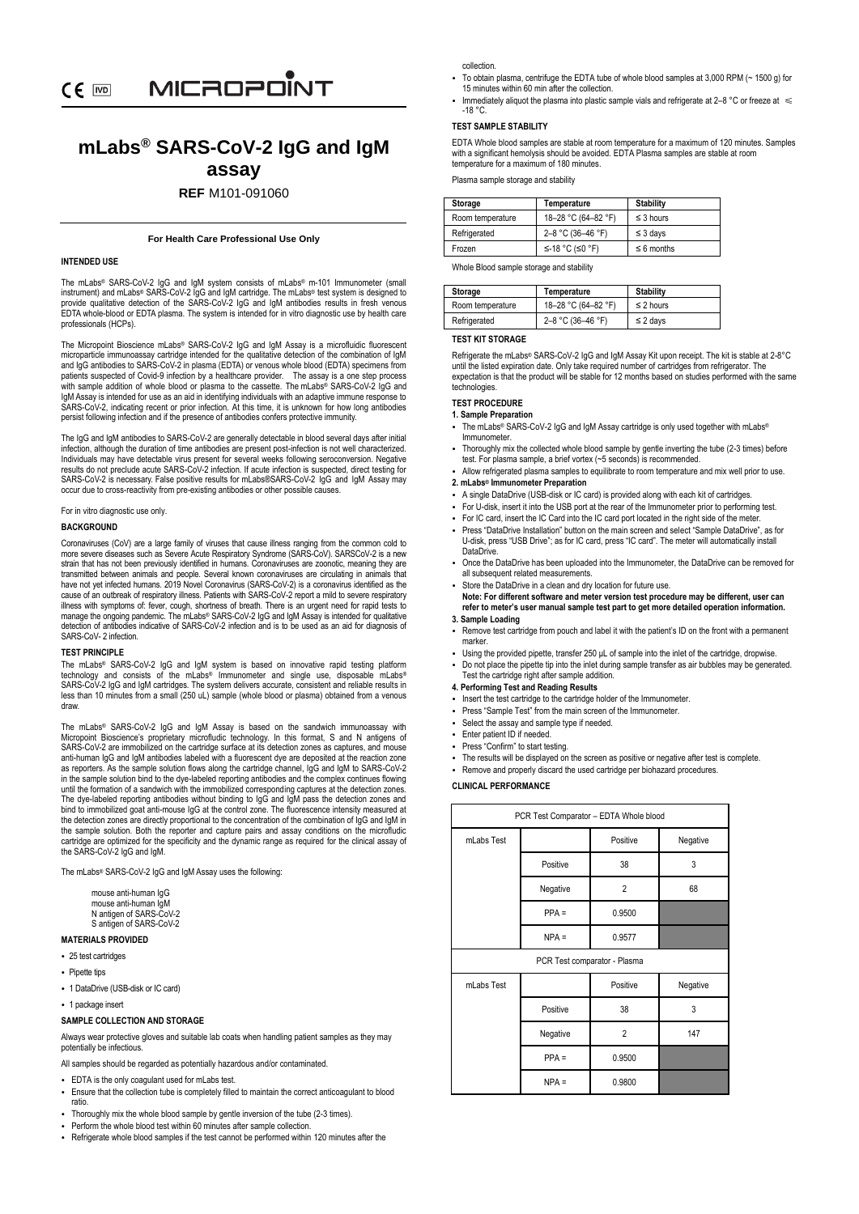CE IVD MICROPOINT

# mLabs® SARS-CoV-2 IgG and IgM assay

**REF** M101-091060

**For Health Care Professional Use Only**

### INTENDED USE

The mLabs® SARS-CoV-2 IgG and IgM system consists of mLabs® m-101 Immunometer (small instrument) and mLabs® SARS-CoV-2 IgG and IgM cartridge. The mLabs® test system is designed to provide qualitative detection of the SARS-CoV-2 IgG and IgM antibodies results in fresh venous EDTA whole-blood or EDTA plasma. The system is intended for in vitro diagnostic use by health care professionals (HCPs).

The Micropoint Bioscience mLabs® SARS-CoV-2 IgG and IgM Assay is a microfluidic fluorescent microparticle immunoassay cartridge intended for the qualitative detection of the combination of IgM and IgG antibodies to SARS-CoV-2 in plasma (EDTA) or venous whole blood (EDTA) specimens from patients suspected of Covid-9 infection by a healthcare provider. The assay is a one step process with sample addition of whole blood or plasma to the cassette. The mLabs® SARS-CoV-2 IgG and IgM Assay is intended for use as an aid in identifying individuals with an adaptive immune response to SARS-CoV-2, indicating recent or prior infection. At this time, it is unknown for how long antibodies persist following infection and if the presence of antibodies confers protective immunity.

The IgG and IgM antibodies to SARS-CoV-2 are generally detectable in blood several days after initial infection, although the duration of time antibodies are present post-infection is not well characterized. Individuals may have detectable virus present for several weeks following seroconversion. Negative results do not preclude acute SARS-CoV-2 infection. If acute infection is suspected, direct testing for SARS-CoV-2 is necessary. False positive results for mLabs®SARS-CoV-2 IgG and IgM Assay may occur due to cross-reactivity from pre-existing antibodies or other possible causes.

For in vitro diagnostic use only.

### BACKGROUND

Coronaviruses (CoV) are a large family of viruses that cause illness ranging from the common cold to more severe diseases such as Severe Acute Respiratory Syndrome (SARS-CoV). SARSCoV-2 is a new strain that has not been previously identified in humans. Coronaviruses are zoonotic, meaning they are transmitted between animals and people. Several known coronaviruses are circulating in animals that have not yet infected humans. 2019 Novel Coronavirus (SARS-CoV-2) is a coronavirus identified as the cause of an outbreak of respiratory illness. Patients with SARS-CoV-2 report a mild to severe respiratory illness with symptoms of: fever, cough, shortness of breath. There is an urgent need for rapid tests to manage the ongoing pandemic. The mLabs® SARS-CoV-2 IgG and IgM Assay is intended for qualitative detection of antibodies indicative of SARS-CoV-2 infection and is to be used as an aid for diagnosis of SARS-CoV- 2 infection.

### TEST PRINCIPLE

The mLabs® SARS-CoV-2 IgG and IgM system is based on innovative rapid testing platform technology and consists of the mLabs® Immunometer and single use, disposable mLabs® SARS-CoV-2 IgG and IgM cartridges. The system delivers accurate, consistent and reliable results in less than 10 minutes from a small (250 uL) sample (whole blood or plasma) obtained from a venous draw.

The mLabs® SARS-CoV-2 IgG and IgM Assay is based on the sandwich immunoassay with Micropoint Bioscience's proprietary microfludic technology. In this format, S and N antigens of SARS-CoV-2 are immobilized on the cartridge surface at its detection zones as captures, and mouse anti-human IgG and IgM antibodies labeled with a fluorescent dye are deposited at the reaction zone as reporters. As the sample solution flows along the cartridge channel, IgG and IgM to SARS-CoV-2 in the sample solution bind to the dye-labeled reporting antibodies and the complex continues flowing until the formation of a sandwich with the immobilized corresponding captures at the detection zones. The dye-labeled reporting antibodies without binding to IgG and IgM pass the detection zones and bind to immobilized goat anti-mouse IgG at the control zone. The fluorescence intensity measured at the detection zones are directly proportional to the concentration of the combination of IgG and IgM in the sample solution. Both the reporter and capture pairs and assay conditions on the microfludic cartridge are optimized for the specificity and the dynamic range as required for the clinical assay of the SARS-CoV-2 IgG and IgM.

The mLabs® SARS-CoV-2 IgG and IgM Assay uses the following:

mouse anti-human IgG
mouse anti-human IgM
N antigen of SARS-CoV-2
S antigen of SARS-CoV-2

### MATERIALS PROVIDED

- 25 test cartridges
- Pipette tips
- 1 DataDrive (USB-disk or IC card)
- 1 package insert

### SAMPLE COLLECTION AND STORAGE

Always wear protective gloves and suitable lab coats when handling patient samples as they may potentially be infectious.

All samples should be regarded as potentially hazardous and/or contaminated.

- EDTA is the only coagulant used for mLabs test.
- Ensure that the collection tube is completely filled to maintain the correct anticoagulant to blood ratio.
- Thoroughly mix the whole blood sample by gentle inversion of the tube (2-3 times).
- Perform the whole blood test within 60 minutes after sample collection.
- Refrigerate whole blood samples if the test cannot be performed within 120 minutes after the collection.
- To obtain plasma, centrifuge the EDTA tube of whole blood samples at 3,000 RPM (~ 1500 g) for 15 minutes within 60 min after the collection.
- Immediately aliquot the plasma into plastic sample vials and refrigerate at 2–8 °C or freeze at ≤ -18 °C.

### TEST SAMPLE STABILITY

EDTA Whole blood samples are stable at room temperature for a maximum of 120 minutes. Samples with a significant hemolysis should be avoided. EDTA Plasma samples are stable at room temperature for a maximum of 180 minutes.

Plasma sample storage and stability

| Storage | Temperature | Stability |
|---|---|---|
| Room temperature | 18–28 °C (64–82 °F) | ≤ 3 hours |
| Refrigerated | 2–8 °C (36–46 °F) | ≤ 3 days |
| Frozen | ≤-18 °C (≤0 °F) | ≤ 6 months |

Whole Blood sample storage and stability

| Storage | Temperature | Stability |
|---|---|---|
| Room temperature | 18–28 °C (64–82 °F) | ≤ 2 hours |
| Refrigerated | 2–8 °C (36–46 °F) | ≤ 2 days |

### TEST KIT STORAGE

Refrigerate the mLabs® SARS-CoV-2 IgG and IgM Assay Kit upon receipt. The kit is stable at 2-8°C until the listed expiration date. Only take required number of cartridges from refrigerator. The expectation is that the product will be stable for 12 months based on studies performed with the same technologies.

### TEST PROCEDURE

**1. Sample Preparation**

- The mLabs® SARS-CoV-2 IgG and IgM Assay cartridge is only used together with mLabs® Immunometer.
- Thoroughly mix the collected whole blood sample by gentle inverting the tube (2-3 times) before test. For plasma sample, a brief vortex (~5 seconds) is recommended.
- Allow refrigerated plasma samples to equilibrate to room temperature and mix well prior to use.

**2. mLabs® Immunometer Preparation**

- A single DataDrive (USB-disk or IC card) is provided along with each kit of cartridges.
- For U-disk, insert it into the USB port at the rear of the Immunometer prior to performing test.
- For IC card, insert the IC Card into the IC card port located in the right side of the meter.
- Press "DataDrive Installation" button on the main screen and select "Sample DataDrive", as for U-disk, press "USB Drive"; as for IC card, press "IC card". The meter will automatically install DataDrive.
- Once the DataDrive has been uploaded into the Immunometer, the DataDrive can be removed for all subsequent related measurements.
- Store the DataDrive in a clean and dry location for future use.

**Note: For different software and meter version test procedure may be different, user can refer to meter's user manual sample test part to get more detailed operation information.**

**3. Sample Loading**

- Remove test cartridge from pouch and label it with the patient's ID on the front with a permanent marker.
- Using the provided pipette, transfer 250 µL of sample into the inlet of the cartridge, dropwise.
- Do not place the pipette tip into the inlet during sample transfer as air bubbles may be generated. Test the cartridge right after sample addition.

**4. Performing Test and Reading Results**

- Insert the test cartridge to the cartridge holder of the Immunometer.
- Press "Sample Test" from the main screen of the Immunometer.
- Select the assay and sample type if needed.
- Enter patient ID if needed.
- Press "Confirm" to start testing.
- The results will be displayed on the screen as positive or negative after test is complete.
- Remove and properly discard the used cartridge per biohazard procedures.

### CLINICAL PERFORMANCE

| PCR Test Comparator – EDTA Whole blood | | | |
|---|---|---|---|
| mLabs Test | | Positive | Negative |
| | Positive | 38 | 3 |
| | Negative | 2 | 68 |
| | PPA = | 0.9500 | |
| | NPA = | 0.9577 | |
| **PCR Test comparator - Plasma** | | | |
| mLabs Test | | Positive | Negative |
| | Positive | 38 | 3 |
| | Negative | 2 | 147 |
| | PPA = | 0.9500 | |
| | NPA = | 0.9800 | |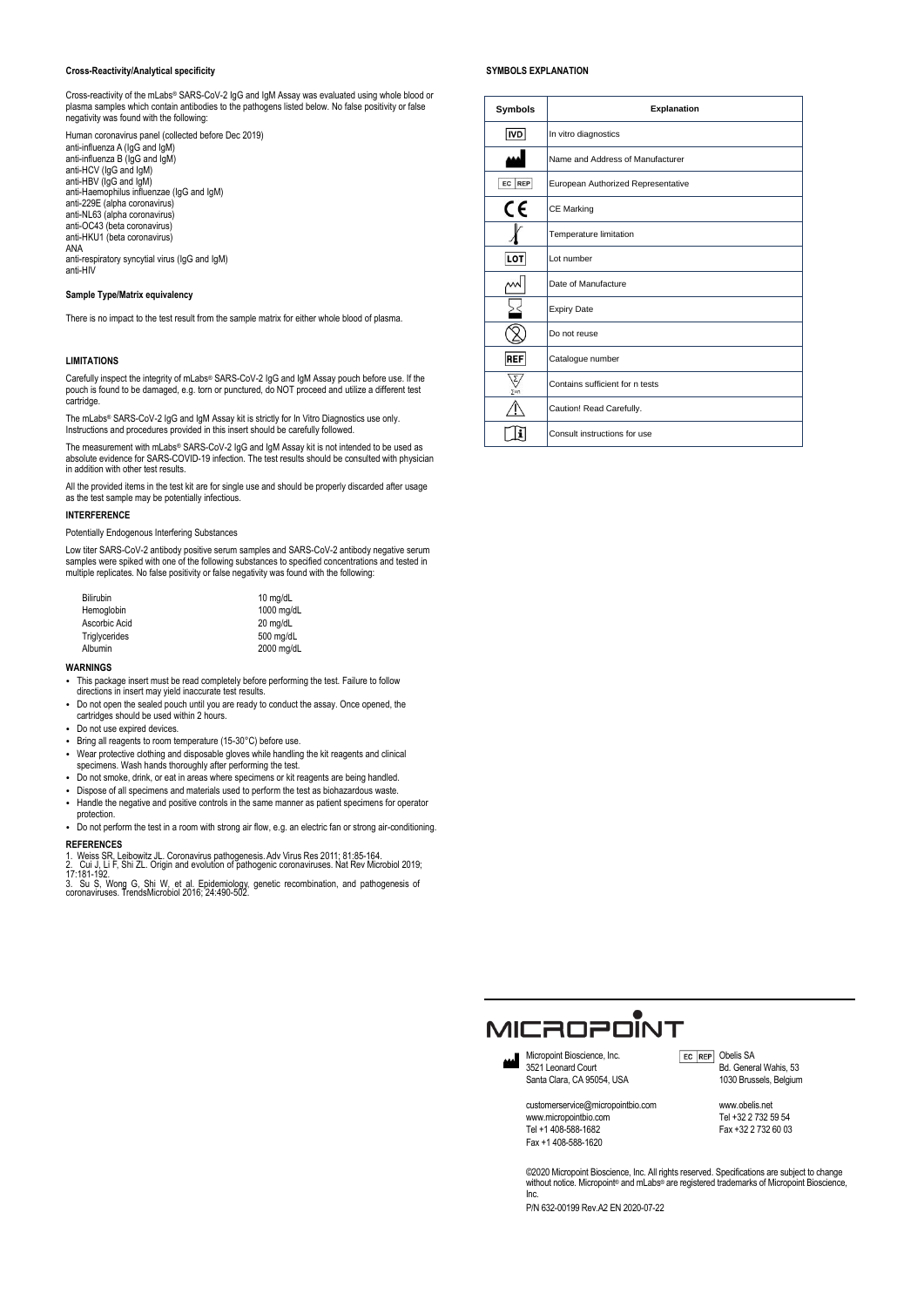### Cross-Reactivity/Analytical specificity

Cross-reactivity of the mLabs® SARS-CoV-2 IgG and IgM Assay was evaluated using whole blood or plasma samples which contain antibodies to the pathogens listed below. No false positivity or false negativity was found with the following:

Human coronavirus panel (collected before Dec 2019)
anti-influenza A (IgG and IgM)
anti-influenza B (IgG and IgM)
anti-HCV (IgG and IgM)
anti-HBV (IgG and IgM)
anti-Haemophilus influenzae (IgG and IgM)
anti-229E (alpha coronavirus)
anti-NL63 (alpha coronavirus)
anti-OC43 (beta coronavirus)
anti-HKU1 (beta coronavirus)
ANA
anti-respiratory syncytial virus (IgG and IgM)
anti-HIV

### Sample Type/Matrix equivalency

There is no impact to the test result from the sample matrix for either whole blood of plasma.

### LIMITATIONS

Carefully inspect the integrity of mLabs® SARS-CoV-2 IgG and IgM Assay pouch before use. If the pouch is found to be damaged, e.g. torn or punctured, do NOT proceed and utilize a different test cartridge.

The mLabs® SARS-CoV-2 IgG and IgM Assay kit is strictly for In Vitro Diagnostics use only. Instructions and procedures provided in this insert should be carefully followed.

The measurement with mLabs® SARS-CoV-2 IgG and IgM Assay kit is not intended to be used as absolute evidence for SARS-COVID-19 infection. The test results should be consulted with physician in addition with other test results.

All the provided items in the test kit are for single use and should be properly discarded after usage as the test sample may be potentially infectious.

### INTERFERENCE

Potentially Endogenous Interfering Substances

Low titer SARS-CoV-2 antibody positive serum samples and SARS-CoV-2 antibody negative serum samples were spiked with one of the following substances to specified concentrations and tested in multiple replicates. No false positivity or false negativity was found with the following:

| | |
|---|---|
| Bilirubin | 10 mg/dL |
| Hemoglobin | 1000 mg/dL |
| Ascorbic Acid | 20 mg/dL |
| Triglycerides | 500 mg/dL |
| Albumin | 2000 mg/dL |

### WARNINGS

- This package insert must be read completely before performing the test. Failure to follow directions in insert may yield inaccurate test results.
- Do not open the sealed pouch until you are ready to conduct the assay. Once opened, the cartridges should be used within 2 hours.
- Do not use expired devices.
- Bring all reagents to room temperature (15-30°C) before use.
- Wear protective clothing and disposable gloves while handling the kit reagents and clinical specimens. Wash hands thoroughly after performing the test.
- Do not smoke, drink, or eat in areas where specimens or kit reagents are being handled.
- Dispose of all specimens and materials used to perform the test as biohazardous waste.
- Handle the negative and positive controls in the same manner as patient specimens for operator protection.
- Do not perform the test in a room with strong air flow, e.g. an electric fan or strong air-conditioning.

### REFERENCES

1. Weiss SR, Leibowitz JL. Coronavirus pathogenesis. Adv Virus Res 2011; 81:85-164.
2. Cui J, Li F, Shi ZL. Origin and evolution of pathogenic coronaviruses. Nat Rev Microbiol 2019; 17:181-192.
3. Su S, Wong G, Shi W, et al. Epidemiology, genetic recombination, and pathogenesis of coronaviruses. TrendsMicrobiol 2016; 24:490-502.

### SYMBOLS EXPLANATION

| Symbols | Explanation |
|---|---|
| IVD | In vitro diagnostics |
| | Name and Address of Manufacturer |
| EC REP | European Authorized Representative |
| CE | CE Marking |
| | Temperature limitation |
| LOT | Lot number |
| | Date of Manufacture |
| | Expiry Date |
| | Do not reuse |
| REF | Catalogue number |
| Σ n | Contains sufficient for n tests |
| | Caution! Read Carefully. |
| i | Consult instructions for use |

MICROPOINT

Micropoint Bioscience, Inc.
3521 Leonard Court
Santa Clara, CA 95054, USA

customerservice@micropointbio.com
www.micropointbio.com
Tel +1 408-588-1682
Fax +1 408-588-1620

EC REP Obelis SA
Bd. General Wahis, 53
1030 Brussels, Belgium

www.obelis.net
Tel +32 2 732 59 54
Fax +32 2 732 60 03

©2020 Micropoint Bioscience, Inc. All rights reserved. Specifications are subject to change without notice. Micropoint® and mLabs® are registered trademarks of Micropoint Bioscience, Inc.

P/N 632-00199 Rev.A2 EN 2020-07-22